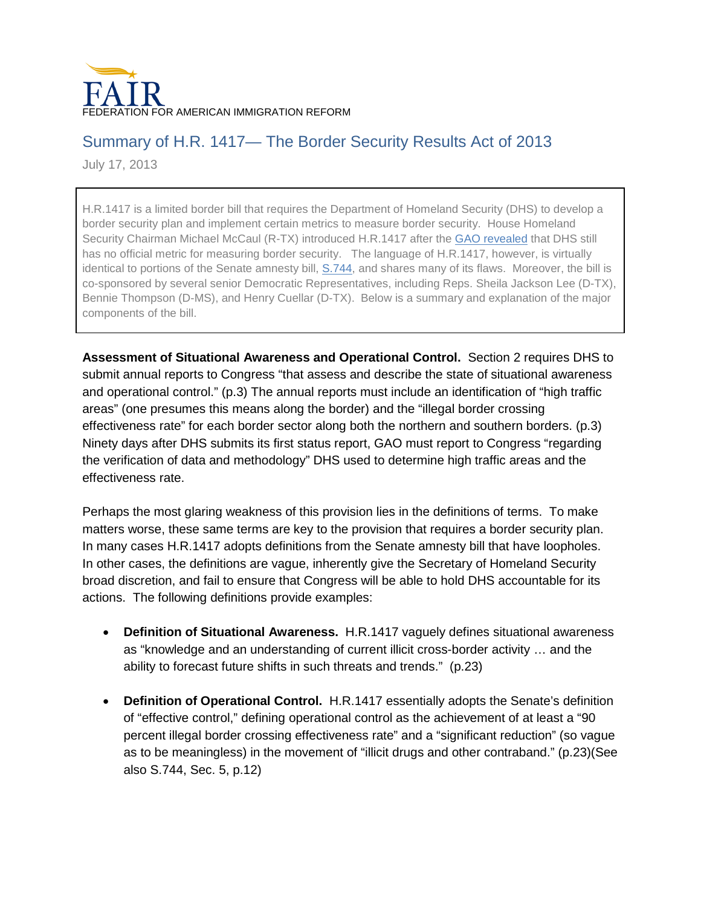FAIR

FEDERATION FOR AMERICAN IMMIGRATION REFORM

# Summary of H.R. 1417— The Border Security Results Act of 2013

July 17, 2013

H.R.1417 is a limited border bill that requires the Department of Homeland Security (DHS) to develop a border security plan and implement certain metrics to measure border security. House Homeland Security Chairman Michael McCaul (R-TX) introduced H.R.1417 after the GAO revealed that DHS still has no official metric for measuring border security. The language of H.R.1417, however, is virtually identical to portions of the Senate amnesty bill, S.744, and shares many of its flaws. Moreover, the bill is co-sponsored by several senior Democratic Representatives, including Reps. Sheila Jackson Lee (D-TX), Bennie Thompson (D-MS), and Henry Cuellar (D-TX). Below is a summary and explanation of the major components of the bill.

**Assessment of Situational Awareness and Operational Control.** Section 2 requires DHS to submit annual reports to Congress "that assess and describe the state of situational awareness and operational control." (p.3) The annual reports must include an identification of "high traffic areas" (one presumes this means along the border) and the "illegal border crossing effectiveness rate" for each border sector along both the northern and southern borders. (p.3) Ninety days after DHS submits its first status report, GAO must report to Congress "regarding the verification of data and methodology" DHS used to determine high traffic areas and the effectiveness rate.

Perhaps the most glaring weakness of this provision lies in the definitions of terms. To make matters worse, these same terms are key to the provision that requires a border security plan. In many cases H.R.1417 adopts definitions from the Senate amnesty bill that have loopholes. In other cases, the definitions are vague, inherently give the Secretary of Homeland Security broad discretion, and fail to ensure that Congress will be able to hold DHS accountable for its actions. The following definitions provide examples:

- **Definition of Situational Awareness.** H.R.1417 vaguely defines situational awareness as "knowledge and an understanding of current illicit cross-border activity … and the ability to forecast future shifts in such threats and trends." (p.23)
- **Definition of Operational Control.** H.R.1417 essentially adopts the Senate's definition of "effective control," defining operational control as the achievement of at least a "90 percent illegal border crossing effectiveness rate" and a "significant reduction" (so vague as to be meaningless) in the movement of "illicit drugs and other contraband." (p.23)(See also S.744, Sec. 5, p.12)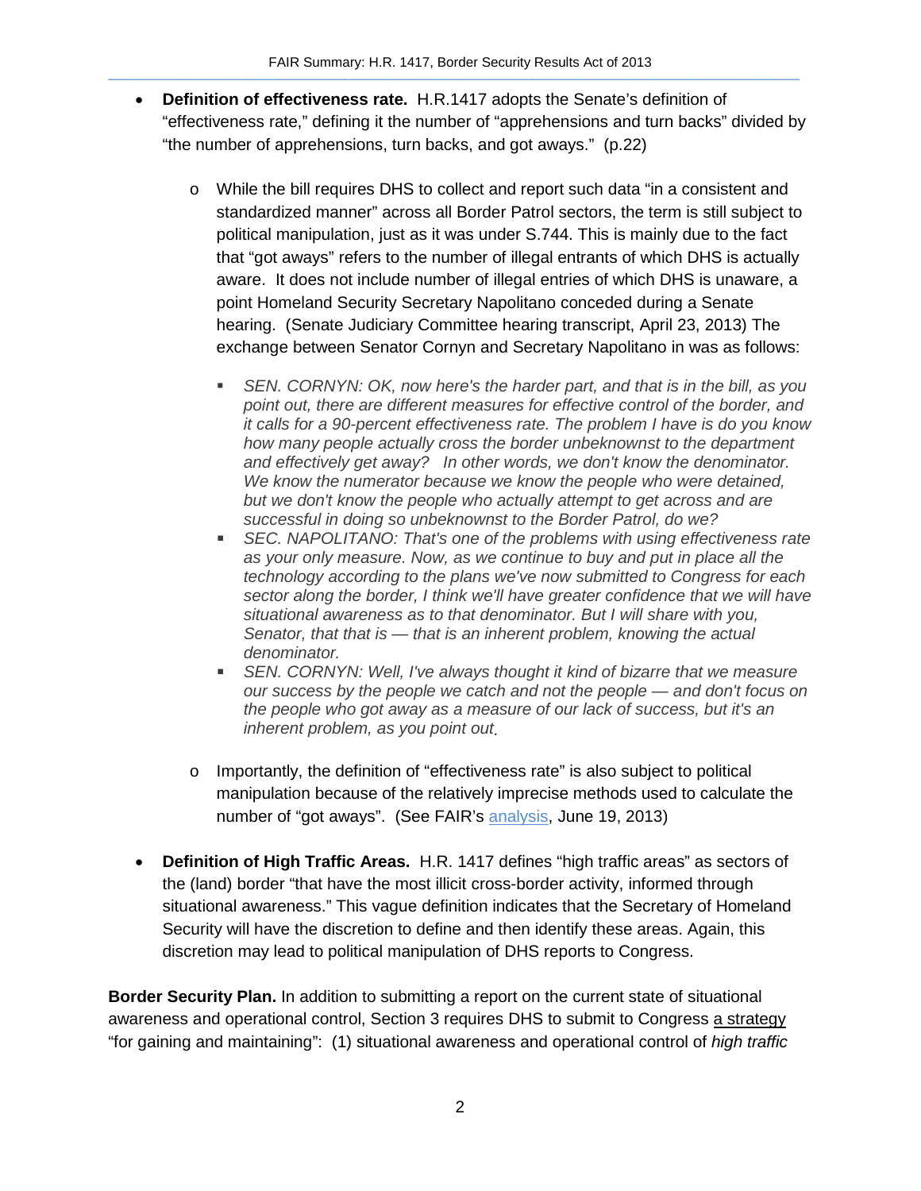- **Definition of effectiveness rate.** H.R.1417 adopts the Senate's definition of "effectiveness rate," defining it the number of "apprehensions and turn backs" divided by "the number of apprehensions, turn backs, and got aways." (p.22)

  - While the bill requires DHS to collect and report such data "in a consistent and standardized manner" across all Border Patrol sectors, the term is still subject to political manipulation, just as it was under S.744. This is mainly due to the fact that "got aways" refers to the number of illegal entrants of which DHS is actually aware. It does not include number of illegal entries of which DHS is unaware, a point Homeland Security Secretary Napolitano conceded during a Senate hearing. (Senate Judiciary Committee hearing transcript, April 23, 2013) The exchange between Senator Cornyn and Secretary Napolitano in was as follows:

    - *SEN. CORNYN: OK, now here's the harder part, and that is in the bill, as you point out, there are different measures for effective control of the border, and it calls for a 90-percent effectiveness rate. The problem I have is do you know how many people actually cross the border unbeknownst to the department and effectively get away? In other words, we don't know the denominator. We know the numerator because we know the people who were detained, but we don't know the people who actually attempt to get across and are successful in doing so unbeknownst to the Border Patrol, do we?*
    - *SEC. NAPOLITANO: That's one of the problems with using effectiveness rate as your only measure. Now, as we continue to buy and put in place all the technology according to the plans we've now submitted to Congress for each sector along the border, I think we'll have greater confidence that we will have situational awareness as to that denominator. But I will share with you, Senator, that that is — that is an inherent problem, knowing the actual denominator.*
    - *SEN. CORNYN: Well, I've always thought it kind of bizarre that we measure our success by the people we catch and not the people — and don't focus on the people who got away as a measure of our lack of success, but it's an inherent problem, as you point out.*

  - Importantly, the definition of "effectiveness rate" is also subject to political manipulation because of the relatively imprecise methods used to calculate the number of "got aways". (See FAIR's analysis, June 19, 2013)

- **Definition of High Traffic Areas.** H.R. 1417 defines "high traffic areas" as sectors of the (land) border "that have the most illicit cross-border activity, informed through situational awareness." This vague definition indicates that the Secretary of Homeland Security will have the discretion to define and then identify these areas. Again, this discretion may lead to political manipulation of DHS reports to Congress.

**Border Security Plan.** In addition to submitting a report on the current state of situational awareness and operational control, Section 3 requires DHS to submit to Congress a strategy "for gaining and maintaining": (1) situational awareness and operational control of *high traffic*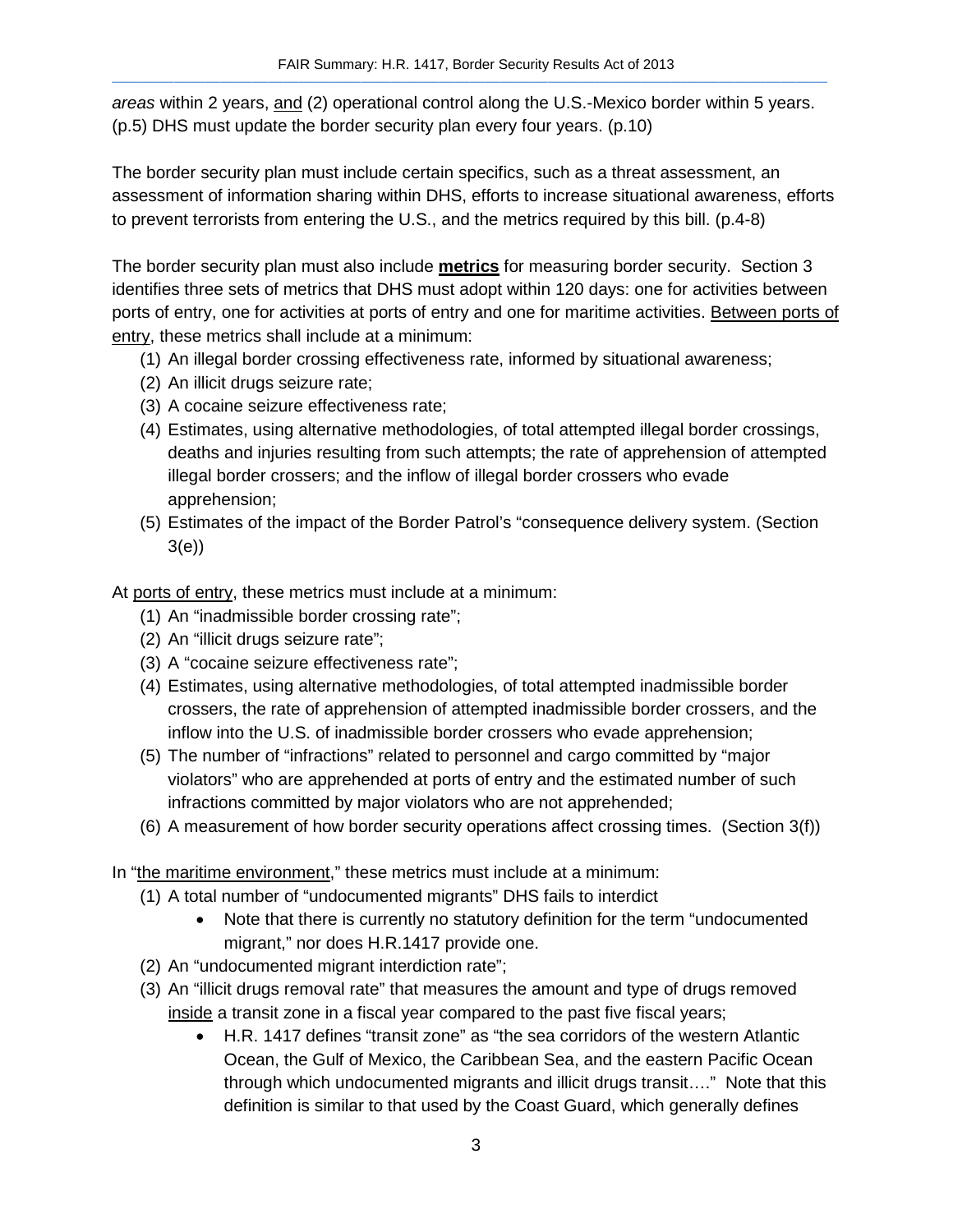*areas* within 2 years, and (2) operational control along the U.S.-Mexico border within 5 years. (p.5) DHS must update the border security plan every four years. (p.10)

The border security plan must include certain specifics, such as a threat assessment, an assessment of information sharing within DHS, efforts to increase situational awareness, efforts to prevent terrorists from entering the U.S., and the metrics required by this bill. (p.4-8)

The border security plan must also include **metrics** for measuring border security. Section 3 identifies three sets of metrics that DHS must adopt within 120 days: one for activities between ports of entry, one for activities at ports of entry and one for maritime activities. Between ports of entry, these metrics shall include at a minimum:

(1) An illegal border crossing effectiveness rate, informed by situational awareness;
(2) An illicit drugs seizure rate;
(3) A cocaine seizure effectiveness rate;
(4) Estimates, using alternative methodologies, of total attempted illegal border crossings, deaths and injuries resulting from such attempts; the rate of apprehension of attempted illegal border crossers; and the inflow of illegal border crossers who evade apprehension;
(5) Estimates of the impact of the Border Patrol's "consequence delivery system. (Section 3(e))

At ports of entry, these metrics must include at a minimum:

(1) An "inadmissible border crossing rate";
(2) An "illicit drugs seizure rate";
(3) A "cocaine seizure effectiveness rate";
(4) Estimates, using alternative methodologies, of total attempted inadmissible border crossers, the rate of apprehension of attempted inadmissible border crossers, and the inflow into the U.S. of inadmissible border crossers who evade apprehension;
(5) The number of "infractions" related to personnel and cargo committed by "major violators" who are apprehended at ports of entry and the estimated number of such infractions committed by major violators who are not apprehended;
(6) A measurement of how border security operations affect crossing times. (Section 3(f))

In "the maritime environment," these metrics must include at a minimum:

(1) A total number of "undocumented migrants" DHS fails to interdict
    - Note that there is currently no statutory definition for the term "undocumented migrant," nor does H.R.1417 provide one.
(2) An "undocumented migrant interdiction rate";
(3) An "illicit drugs removal rate" that measures the amount and type of drugs removed inside a transit zone in a fiscal year compared to the past five fiscal years;
    - H.R. 1417 defines "transit zone" as "the sea corridors of the western Atlantic Ocean, the Gulf of Mexico, the Caribbean Sea, and the eastern Pacific Ocean through which undocumented migrants and illicit drugs transit…." Note that this definition is similar to that used by the Coast Guard, which generally defines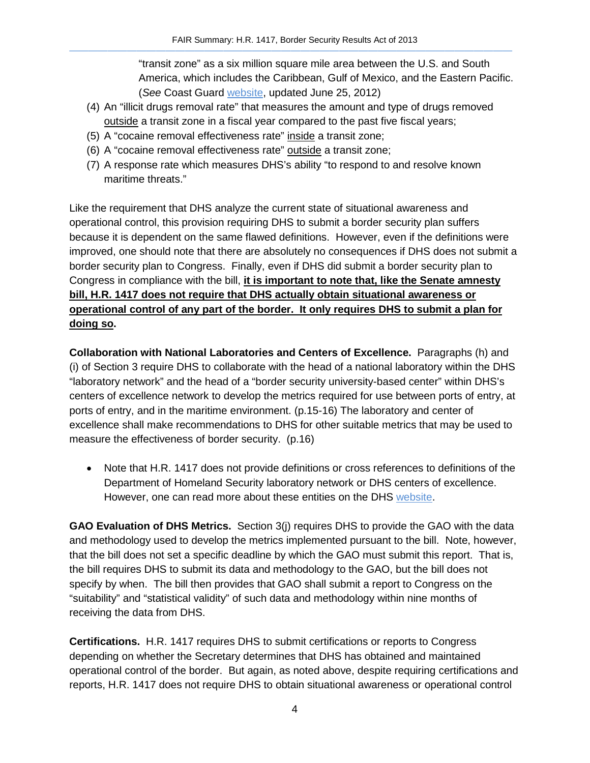"transit zone" as a six million square mile area between the U.S. and South America, which includes the Caribbean, Gulf of Mexico, and the Eastern Pacific. (*See* Coast Guard [website](), updated June 25, 2012)

(4) An "illicit drugs removal rate" that measures the amount and type of drugs removed <u>outside</u> a transit zone in a fiscal year compared to the past five fiscal years;
(5) A "cocaine removal effectiveness rate" <u>inside</u> a transit zone;
(6) A "cocaine removal effectiveness rate" <u>outside</u> a transit zone;
(7) A response rate which measures DHS's ability "to respond to and resolve known maritime threats."

Like the requirement that DHS analyze the current state of situational awareness and operational control, this provision requiring DHS to submit a border security plan suffers because it is dependent on the same flawed definitions. However, even if the definitions were improved, one should note that there are absolutely no consequences if DHS does not submit a border security plan to Congress. Finally, even if DHS did submit a border security plan to Congress in compliance with the bill, **<u>it is important to note that, like the Senate amnesty bill, H.R. 1417 does not require that DHS actually obtain situational awareness or operational control of any part of the border. It only requires DHS to submit a plan for doing so</u>.**

**Collaboration with National Laboratories and Centers of Excellence.** Paragraphs (h) and (i) of Section 3 require DHS to collaborate with the head of a national laboratory within the DHS "laboratory network" and the head of a "border security university-based center" within DHS's centers of excellence network to develop the metrics required for use between ports of entry, at ports of entry, and in the maritime environment. (p.15-16) The laboratory and center of excellence shall make recommendations to DHS for other suitable metrics that may be used to measure the effectiveness of border security. (p.16)

- Note that H.R. 1417 does not provide definitions or cross references to definitions of the Department of Homeland Security laboratory network or DHS centers of excellence. However, one can read more about these entities on the DHS [website]().

**GAO Evaluation of DHS Metrics.** Section 3(j) requires DHS to provide the GAO with the data and methodology used to develop the metrics implemented pursuant to the bill. Note, however, that the bill does not set a specific deadline by which the GAO must submit this report. That is, the bill requires DHS to submit its data and methodology to the GAO, but the bill does not specify by when. The bill then provides that GAO shall submit a report to Congress on the "suitability" and "statistical validity" of such data and methodology within nine months of receiving the data from DHS.

**Certifications.** H.R. 1417 requires DHS to submit certifications or reports to Congress depending on whether the Secretary determines that DHS has obtained and maintained operational control of the border. But again, as noted above, despite requiring certifications and reports, H.R. 1417 does not require DHS to obtain situational awareness or operational control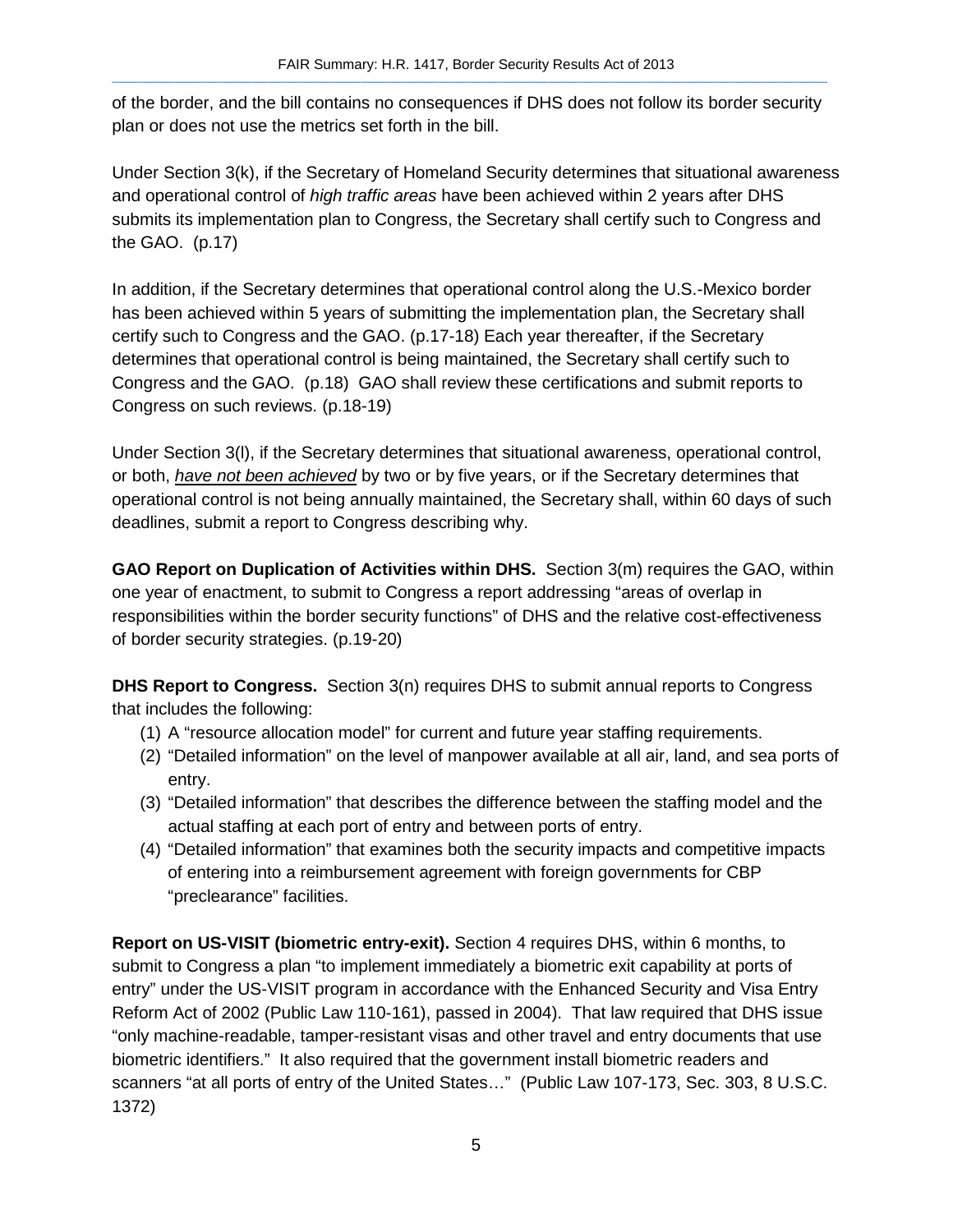of the border, and the bill contains no consequences if DHS does not follow its border security plan or does not use the metrics set forth in the bill.

Under Section 3(k), if the Secretary of Homeland Security determines that situational awareness and operational control of *high traffic areas* have been achieved within 2 years after DHS submits its implementation plan to Congress, the Secretary shall certify such to Congress and the GAO. (p.17)

In addition, if the Secretary determines that operational control along the U.S.-Mexico border has been achieved within 5 years of submitting the implementation plan, the Secretary shall certify such to Congress and the GAO. (p.17-18) Each year thereafter, if the Secretary determines that operational control is being maintained, the Secretary shall certify such to Congress and the GAO. (p.18) GAO shall review these certifications and submit reports to Congress on such reviews. (p.18-19)

Under Section 3(l), if the Secretary determines that situational awareness, operational control, or both, ***<u>have not been achieved</u>*** by two or by five years, or if the Secretary determines that operational control is not being annually maintained, the Secretary shall, within 60 days of such deadlines, submit a report to Congress describing why.

**GAO Report on Duplication of Activities within DHS.** Section 3(m) requires the GAO, within one year of enactment, to submit to Congress a report addressing "areas of overlap in responsibilities within the border security functions" of DHS and the relative cost-effectiveness of border security strategies. (p.19-20)

**DHS Report to Congress.** Section 3(n) requires DHS to submit annual reports to Congress that includes the following:

1. A "resource allocation model" for current and future year staffing requirements.
2. "Detailed information" on the level of manpower available at all air, land, and sea ports of entry.
3. "Detailed information" that describes the difference between the staffing model and the actual staffing at each port of entry and between ports of entry.
4. "Detailed information" that examines both the security impacts and competitive impacts of entering into a reimbursement agreement with foreign governments for CBP "preclearance" facilities.

**Report on US-VISIT (biometric entry-exit).** Section 4 requires DHS, within 6 months, to submit to Congress a plan "to implement immediately a biometric exit capability at ports of entry" under the US-VISIT program in accordance with the Enhanced Security and Visa Entry Reform Act of 2002 (Public Law 110-161), passed in 2004). That law required that DHS issue "only machine-readable, tamper-resistant visas and other travel and entry documents that use biometric identifiers." It also required that the government install biometric readers and scanners "at all ports of entry of the United States…" (Public Law 107-173, Sec. 303, 8 U.S.C. 1372)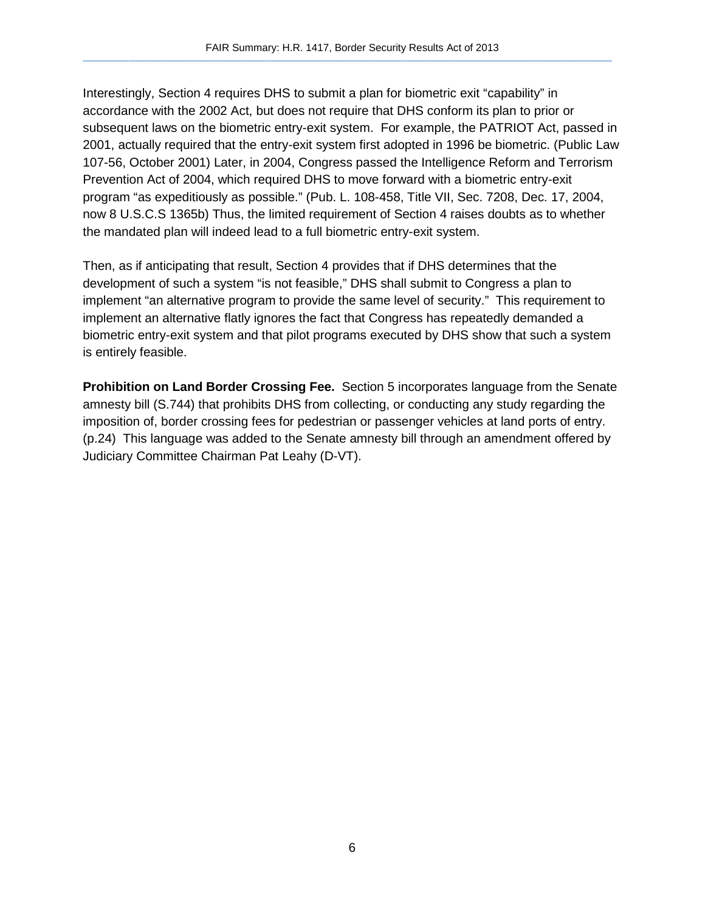Interestingly, Section 4 requires DHS to submit a plan for biometric exit "capability" in accordance with the 2002 Act, but does not require that DHS conform its plan to prior or subsequent laws on the biometric entry-exit system. For example, the PATRIOT Act, passed in 2001, actually required that the entry-exit system first adopted in 1996 be biometric. (Public Law 107-56, October 2001) Later, in 2004, Congress passed the Intelligence Reform and Terrorism Prevention Act of 2004, which required DHS to move forward with a biometric entry-exit program "as expeditiously as possible." (Pub. L. 108-458, Title VII, Sec. 7208, Dec. 17, 2004, now 8 U.S.C.S 1365b) Thus, the limited requirement of Section 4 raises doubts as to whether the mandated plan will indeed lead to a full biometric entry-exit system.

Then, as if anticipating that result, Section 4 provides that if DHS determines that the development of such a system "is not feasible," DHS shall submit to Congress a plan to implement "an alternative program to provide the same level of security." This requirement to implement an alternative flatly ignores the fact that Congress has repeatedly demanded a biometric entry-exit system and that pilot programs executed by DHS show that such a system is entirely feasible.

**Prohibition on Land Border Crossing Fee.** Section 5 incorporates language from the Senate amnesty bill (S.744) that prohibits DHS from collecting, or conducting any study regarding the imposition of, border crossing fees for pedestrian or passenger vehicles at land ports of entry. (p.24) This language was added to the Senate amnesty bill through an amendment offered by Judiciary Committee Chairman Pat Leahy (D-VT).